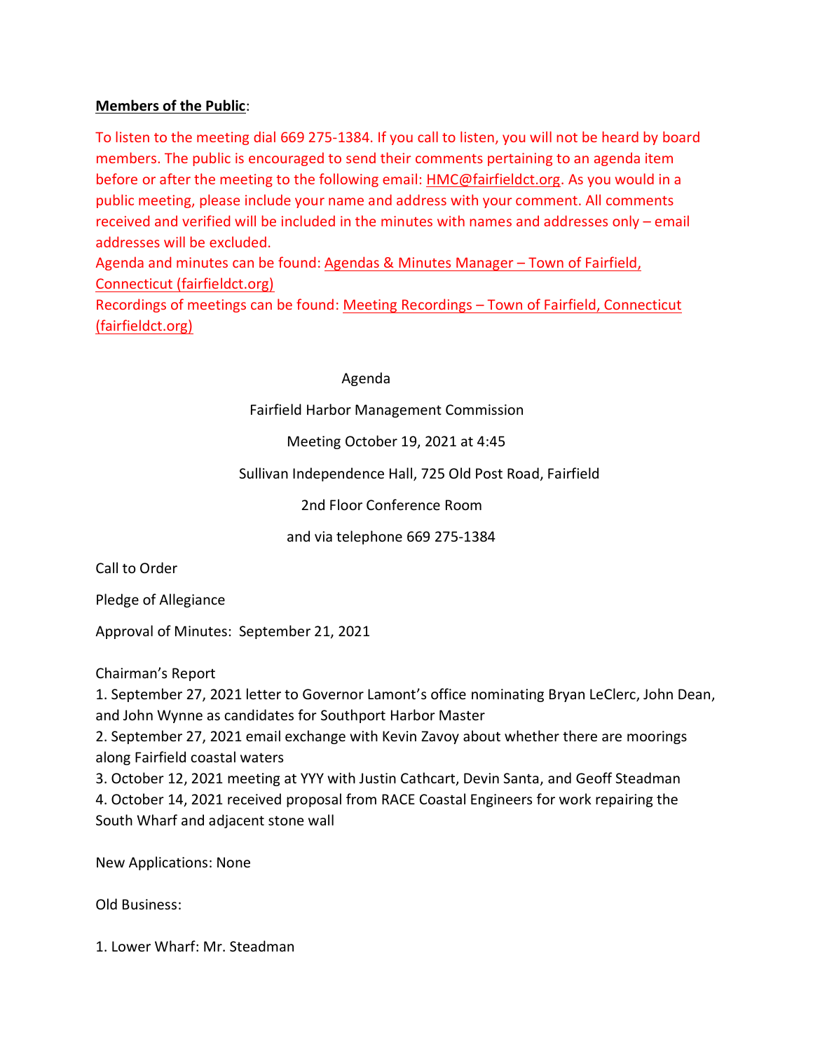**Members of the Public**:

To listen to the meeting dial 669 275-1384. If you call to listen, you will not be heard by board members. The public is encouraged to send their comments pertaining to an agenda item before or after the meeting to the following email: HMC@fairfieldct.org. As you would in a public meeting, please include your name and address with your comment. All comments received and verified will be included in the minutes with names and addresses only – email addresses will be excluded.

Agenda and minutes can be found: Agendas & Minutes Manager – Town of Fairfield, Connecticut (fairfieldct.org)

Recordings of meetings can be found: Meeting Recordings – Town of Fairfield, Connecticut (fairfieldct.org)

Agenda

Fairfield Harbor Management Commission

Meeting October 19, 2021 at 4:45

Sullivan Independence Hall, 725 Old Post Road, Fairfield

2nd Floor Conference Room

and via telephone 669 275-1384

Call to Order

Pledge of Allegiance

Approval of Minutes: September 21, 2021

Chairman's Report

1. September 27, 2021 letter to Governor Lamont's office nominating Bryan LeClerc, John Dean, and John Wynne as candidates for Southport Harbor Master
2. September 27, 2021 email exchange with Kevin Zavoy about whether there are moorings along Fairfield coastal waters
3. October 12, 2021 meeting at YYY with Justin Cathcart, Devin Santa, and Geoff Steadman
4. October 14, 2021 received proposal from RACE Coastal Engineers for work repairing the South Wharf and adjacent stone wall

New Applications: None

Old Business:

1. Lower Wharf: Mr. Steadman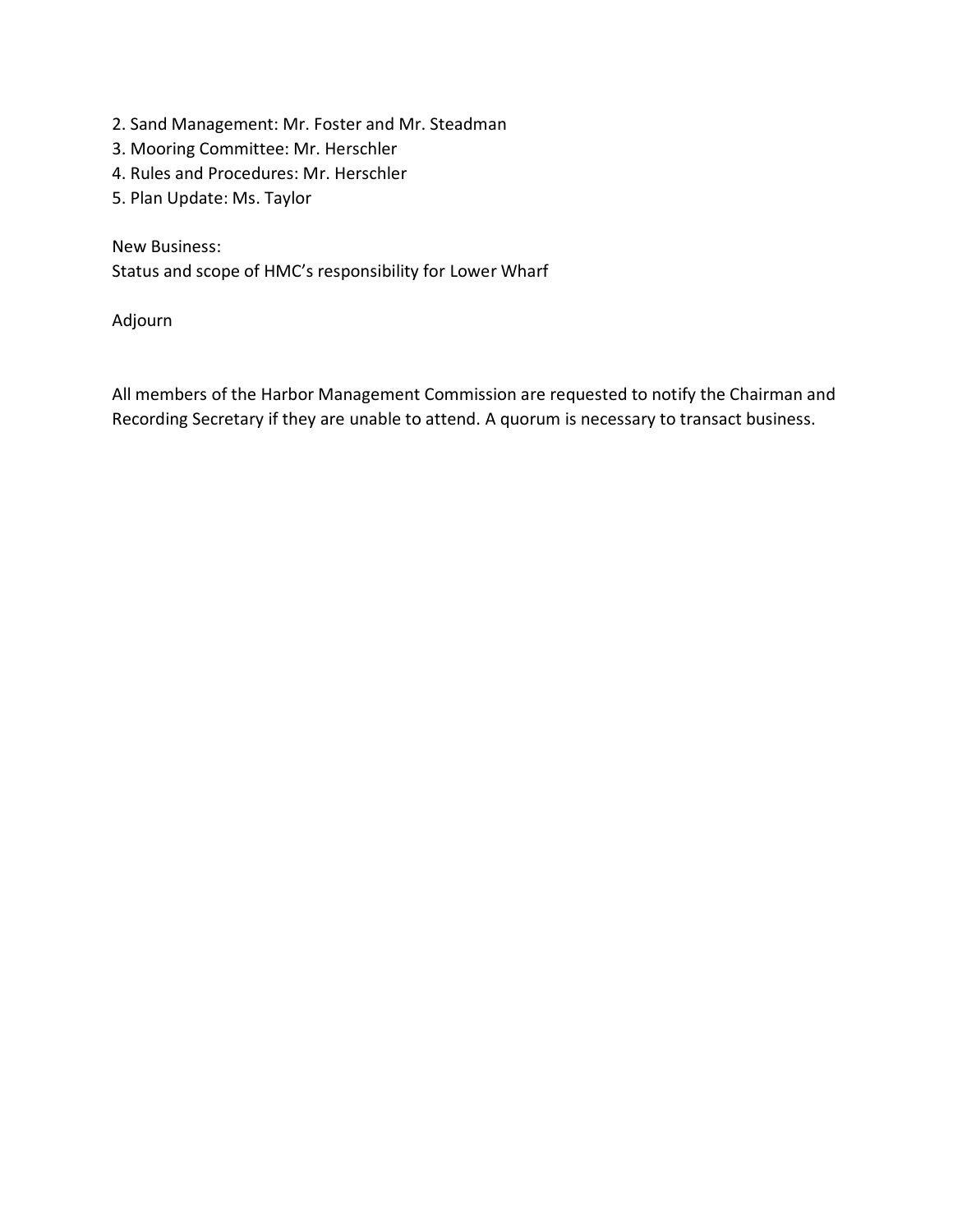2. Sand Management: Mr. Foster and Mr. Steadman
3. Mooring Committee: Mr. Herschler
4. Rules and Procedures: Mr. Herschler
5. Plan Update: Ms. Taylor

New Business:
Status and scope of HMC's responsibility for Lower Wharf

Adjourn

All members of the Harbor Management Commission are requested to notify the Chairman and Recording Secretary if they are unable to attend. A quorum is necessary to transact business.